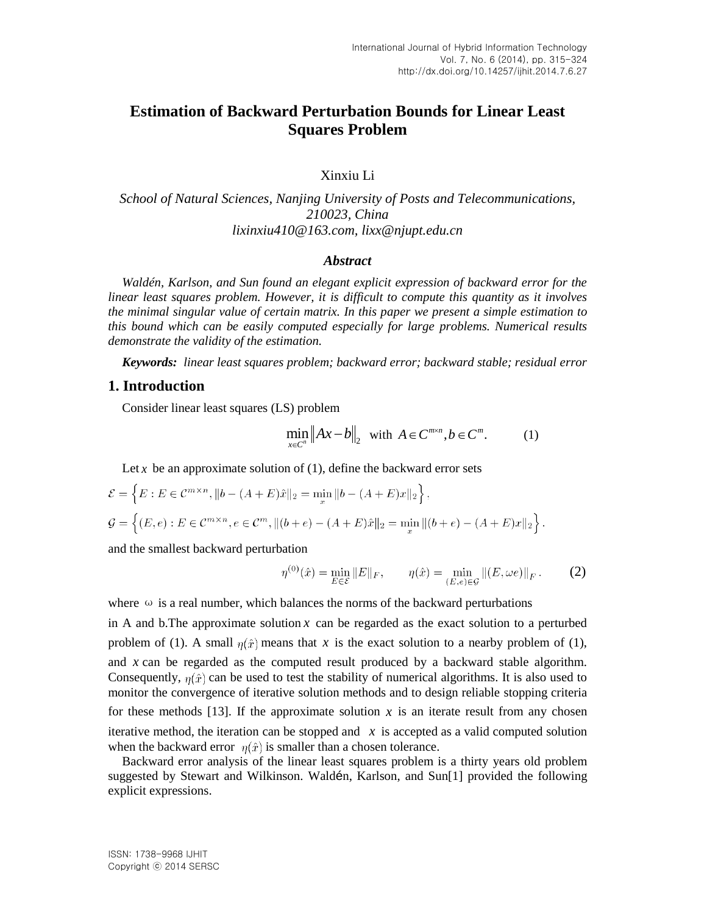# Estimation of Backward Perturbation Bounds for Linear Least Squares Problem

Xinxiu Li

*School of Natural Sciences, Nanjing University of Posts and Telecommunications, 210023, China*
*lixinxiu410@163.com, lixx@njupt.edu.cn*

### *Abstract*

*Waldén, Karlson, and Sun found an elegant explicit expression of backward error for the linear least squares problem. However, it is difficult to compute this quantity as it involves the minimal singular value of certain matrix. In this paper we present a simple estimation to this bound which can be easily computed especially for large problems. Numerical results demonstrate the validity of the estimation.*

***Keywords:*** *linear least squares problem; backward error; backward stable; residual error*

## 1. Introduction

Consider linear least squares (LS) problem

$$\min_{x \in C^n} \|Ax - b\|_2 \quad \text{with } A \in C^{m \times n}, b \in C^m. \qquad (1)$$

Let $x$ be an approximate solution of (1), define the backward error sets

$$\mathcal{E} = \left\{ E : E \in \mathcal{C}^{m \times n}, \|b - (A+E)\hat{x}\|_2 = \min_x \|b - (A+E)x\|_2 \right\},$$

$$\mathcal{G} = \left\{ (E, e) : E \in \mathcal{C}^{m \times n}, e \in \mathcal{C}^m, \|(b+e) - (A+E)\hat{x}\|_2 = \min_x \|(b+e) - (A+E)x\|_2 \right\}.$$

and the smallest backward perturbation

$$\eta^{(0)}(\hat{x}) = \min_{E \in \mathcal{E}} \|E\|_F, \qquad \eta(\hat{x}) = \min_{(E,e) \in \mathcal{G}} \|(E, \omega e)\|_F. \qquad (2)$$

where $\omega$ is a real number, which balances the norms of the backward perturbations in A and b.The approximate solution $x$ can be regarded as the exact solution to a perturbed problem of (1). A small $\eta(\hat{x})$ means that $x$ is the exact solution to a nearby problem of (1), and $x$ can be regarded as the computed result produced by a backward stable algorithm. Consequently, $\eta(\hat{x})$ can be used to test the stability of numerical algorithms. It is also used to monitor the convergence of iterative solution methods and to design reliable stopping criteria for these methods [13]. If the approximate solution $x$ is an iterate result from any chosen iterative method, the iteration can be stopped and $x$ is accepted as a valid computed solution when the backward error $\eta(\hat{x})$ is smaller than a chosen tolerance.

Backward error analysis of the linear least squares problem is a thirty years old problem suggested by Stewart and Wilkinson. Waldén, Karlson, and Sun[1] provided the following explicit expressions.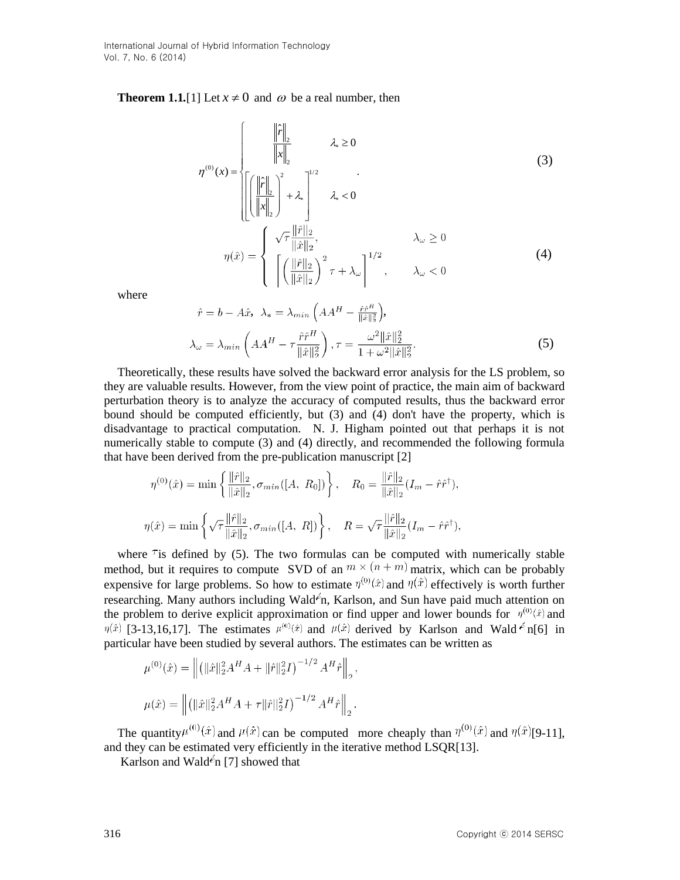**Theorem 1.1.**[1] Let $x \neq 0$ and $\omega$ be a real number, then

$$\eta^{(0)}(x) = \begin{cases} \dfrac{\|\hat{r}\|_2}{\|x\|_2} & \lambda_* \geq 0 \\ \left[\left(\dfrac{\|\hat{r}\|_2}{\|x\|_2}\right)^2 + \lambda_*\right]^{1/2} & \lambda_* < 0 \end{cases}. \quad (3)$$

$$\eta(\hat{x}) = \begin{cases} \sqrt{\tau}\dfrac{\|\hat{r}\|_2}{\|\hat{x}\|_2}, & \lambda_\omega \geq 0 \\ \left[\left(\dfrac{\|\hat{r}\|_2}{\|\hat{x}\|_2}\right)^2 \tau + \lambda_\omega\right]^{1/2}, & \lambda_\omega < 0 \end{cases} \quad (4)$$

where

$$\hat{r} = b - A\hat{x}, \ \lambda_* = \lambda_{min}\left(AA^H - \frac{\hat{r}\hat{r}^H}{\|\hat{x}\|_2^2}\right),$$

$$\lambda_\omega = \lambda_{min}\left(AA^H - \tau\frac{\hat{r}\hat{r}^H}{\|\hat{x}\|_2^2}\right), \tau = \frac{\omega^2\|\hat{x}\|_2^2}{1+\omega^2\|\hat{x}\|_2^2}. \quad (5)$$

Theoretically, these results have solved the backward error analysis for the LS problem, so they are valuable results. However, from the view point of practice, the main aim of backward perturbation theory is to analyze the accuracy of computed results, thus the backward error bound should be computed efficiently, but (3) and (4) don't have the property, which is disadvantage to practical computation. N. J. Higham pointed out that perhaps it is not numerically stable to compute (3) and (4) directly, and recommended the following formula that have been derived from the pre-publication manuscript [2]

$$\eta^{(0)}(\hat{x}) = \min\left\{\frac{\|\hat{r}\|_2}{\|\hat{x}\|_2}, \sigma_{min}([A, \ R_0])\right\}, \quad R_0 = \frac{\|\hat{r}\|_2}{\|\hat{x}\|_2}(I_m - \hat{r}\hat{r}^\dagger),$$

$$\eta(\hat{x}) = \min\left\{\sqrt{\tau}\frac{\|\hat{r}\|_2}{\|\hat{x}\|_2}, \sigma_{min}([A, \ R])\right\}, \quad R = \sqrt{\tau}\frac{\|\hat{r}\|_2}{\|\hat{x}\|_2}(I_m - \hat{r}\hat{r}^\dagger),$$

where $\tau$ is defined by (5). The two formulas can be computed with numerically stable method, but it requires to compute SVD of an $m \times (n+m)$ matrix, which can be probably expensive for large problems. So how to estimate $\eta^{(0)}(\hat{x})$ and $\eta(\hat{x})$ effectively is worth further researching. Many authors including Waldén, Karlson, and Sun have paid much attention on the problem to derive explicit approximation or find upper and lower bounds for $\eta^{(0)}(\hat{x})$ and $\eta(\hat{x})$ [3-13,16,17]. The estimates $\mu^{(0)}(\hat{x})$ and $\mu(\hat{x})$ derived by Karlson and Waldén[6] in particular have been studied by several authors. The estimates can be written as

$$\mu^{(0)}(\hat{x}) = \left\|\left(\|\hat{x}\|_2^2 A^H A + \|\hat{r}\|_2^2 I\right)^{-1/2} A^H \hat{r}\right\|_2,$$

$$\mu(\hat{x}) = \left\|\left(\|\hat{x}\|_2^2 A^H A + \tau\|\hat{r}\|_2^2 I\right)^{-1/2} A^H \hat{r}\right\|_2.$$

The quantity $\mu^{(0)}(\hat{x})$ and $\mu(\hat{x})$ can be computed more cheaply than $\eta^{(0)}(\hat{x})$ and $\eta(\hat{x})$[9-11], and they can be estimated very efficiently in the iterative method LSQR[13].

Karlson and Waldén [7] showed that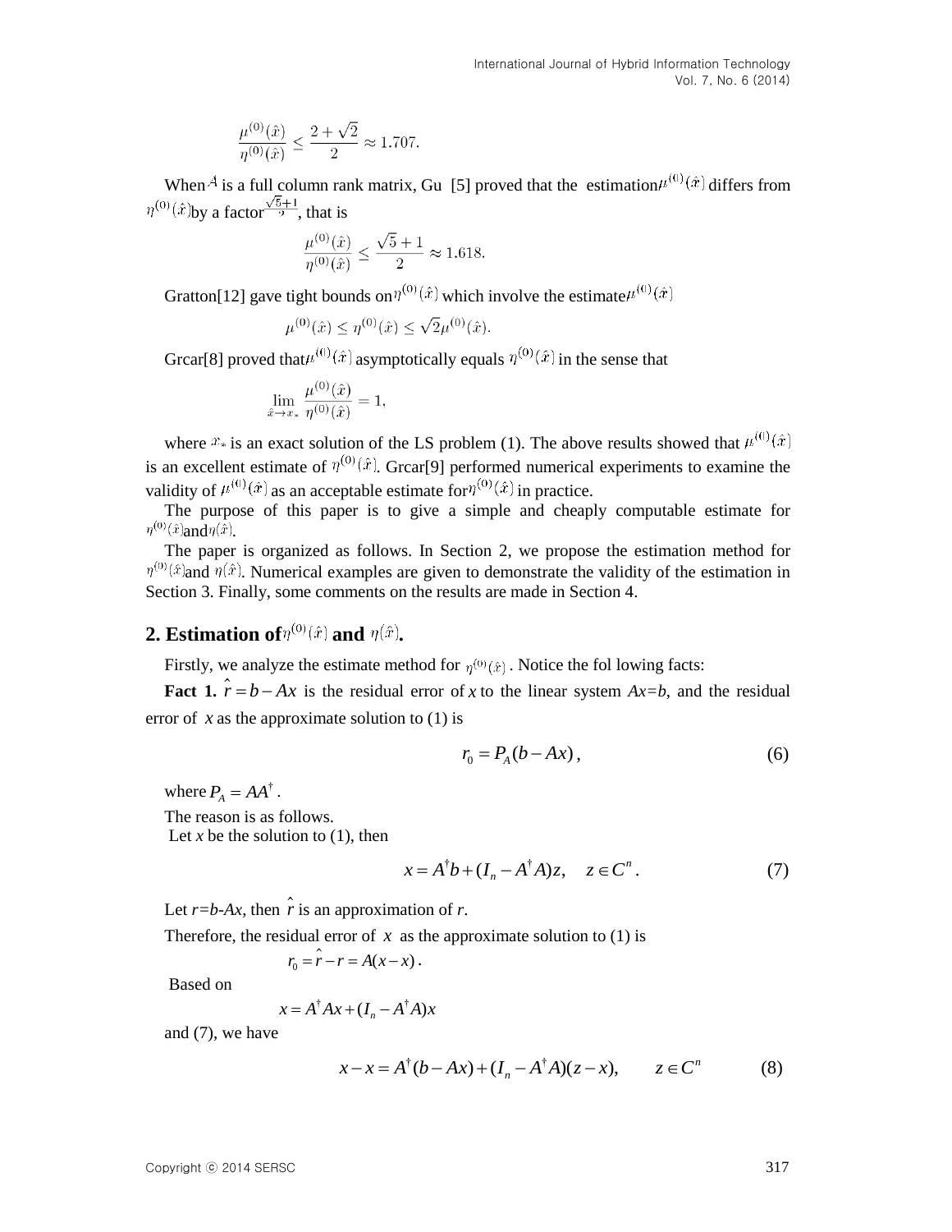$$\frac{\mu^{(0)}(\hat{x})}{\eta^{(0)}(\hat{x})} \leq \frac{2+\sqrt{2}}{2} \approx 1.707.$$

When $A$ is a full column rank matrix, Gu [5] proved that the estimation $\mu^{(0)}(\hat{x})$ differs from $\eta^{(0)}(\hat{x})$ by a factor $\frac{\sqrt{5}+1}{2}$, that is

$$\frac{\mu^{(0)}(\hat{x})}{\eta^{(0)}(\hat{x})} \leq \frac{\sqrt{5}+1}{2} \approx 1.618.$$

Gratton[12] gave tight bounds on $\eta^{(0)}(\hat{x})$ which involve the estimate $\mu^{(0)}(\hat{x})$

$$\mu^{(0)}(\hat{x}) \leq \eta^{(0)}(\hat{x}) \leq \sqrt{2}\mu^{(0)}(\hat{x}).$$

Grcar[8] proved that $\mu^{(0)}(\hat{x})$ asymptotically equals $\eta^{(0)}(\hat{x})$ in the sense that

$$\lim_{\hat{x} \to x_*} \frac{\mu^{(0)}(\hat{x})}{\eta^{(0)}(\hat{x})} = 1,$$

where $x_*$ is an exact solution of the LS problem (1). The above results showed that $\mu^{(0)}(\hat{x})$ is an excellent estimate of $\eta^{(0)}(\hat{x})$. Grcar[9] performed numerical experiments to examine the validity of $\mu^{(0)}(\hat{x})$ as an acceptable estimate for $\eta^{(0)}(\hat{x})$ in practice.

The purpose of this paper is to give a simple and cheaply computable estimate for $\eta^{(0)}(\hat{x})$ and $\eta(\hat{x})$.

The paper is organized as follows. In Section 2, we propose the estimation method for $\eta^{(0)}(\hat{x})$ and $\eta(\hat{x})$. Numerical examples are given to demonstrate the validity of the estimation in Section 3. Finally, some comments on the results are made in Section 4.

## 2. Estimation of $\eta^{(0)}(\hat{x})$ and $\eta(\hat{x})$.

Firstly, we analyze the estimate method for $\eta^{(0)}(\hat{x})$. Notice the fol lowing facts:

**Fact 1.** $\hat{r} = b - Ax$ is the residual error of $x$ to the linear system $Ax=b$, and the residual error of $x$ as the approximate solution to (1) is

$$r_0 = P_A(b - Ax), \tag{6}$$

where $P_A = AA^{\dagger}$.

The reason is as follows.

Let $x$ be the solution to (1), then

$$x = A^{\dagger}b + (I_n - A^{\dagger}A)z, \quad z \in C^n. \tag{7}$$

Let $r=b-Ax$, then $\hat{r}$ is an approximation of $r$.

Therefore, the residual error of $x$ as the approximate solution to (1) is

$$r_0 = \hat{r} - r = A(x - x).$$

Based on

$$x = A^{\dagger}Ax + (I_n - A^{\dagger}A)x$$

and (7), we have

$$x - x = A^{\dagger}(b - Ax) + (I_n - A^{\dagger}A)(z - x), \qquad z \in C^n \tag{8}$$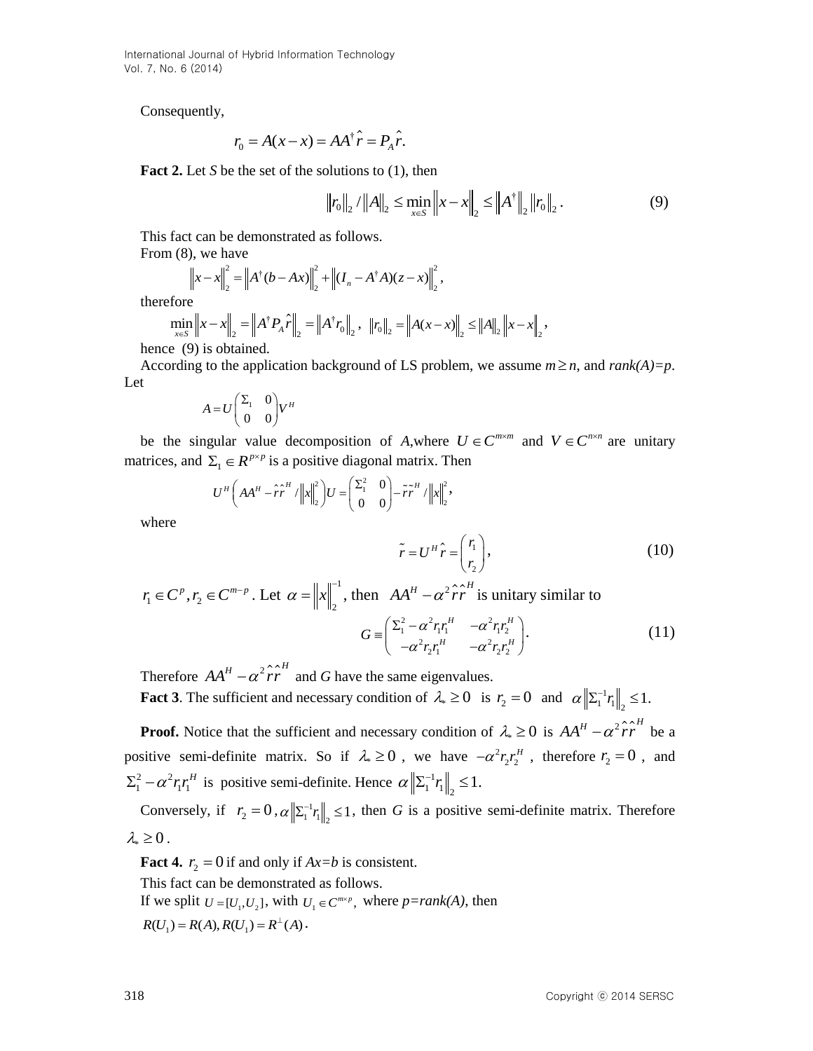Consequently,

$$r_0 = A(x - x) = AA^{\dagger}\hat{r} = P_A \hat{r}.$$

**Fact 2.** Let *S* be the set of the solutions to (1), then

$$\|r_0\|_2 / \|A\|_2 \le \min_{x\in S} \|x - x\|_2 \le \|A^{\dagger}\|_2 \|r_0\|_2 . \tag{9}$$

This fact can be demonstrated as follows.

From (8), we have

$$\|x - x\|_2^2 = \|A^{\dagger}(b - Ax)\|_2^2 + \|(I_n - A^{\dagger}A)(z - x)\|_2^2 ,$$

therefore

$$\min_{x\in S} \|x - x\|_2 = \|A^{\dagger}P_A\hat{r}\|_2 = \|A^{\dagger}r_0\|_2 , \quad \|r_0\|_2 = \|A(x - x)\|_2 \le \|A\|_2 \|x - x\|_2 ,$$

hence (9) is obtained.

According to the application background of LS problem, we assume $m \ge n$, and $rank(A)=p$. Let

$$A = U\begin{pmatrix} \Sigma_1 & 0 \\ 0 & 0 \end{pmatrix}V^H$$

be the singular value decomposition of *A*,where $U \in C^{m\times m}$ and $V \in C^{n\times n}$ are unitary matrices, and $\Sigma_1 \in R^{p\times p}$ is a positive diagonal matrix. Then

$$U^H\left(AA^H - \hat{r}\hat{r}^H / \|x\|_2^2\right)U = \begin{pmatrix} \Sigma_1^2 & 0 \\ 0 & 0 \end{pmatrix} - \tilde{r}\tilde{r}^H / \|x\|_2^2 ,$$

where

$$\tilde{r} = U^H\hat{r} = \begin{pmatrix} r_1 \\ r_2 \end{pmatrix}, \tag{10}$$

$r_1 \in C^p, r_2 \in C^{m-p}$. Let $\alpha = \|x\|_2^{-1}$, then $AA^H - \alpha^2\hat{r}\hat{r}^H$ is unitary similar to

$$G \equiv \begin{pmatrix} \Sigma_1^2 - \alpha^2 r_1 r_1^H & -\alpha^2 r_1 r_2^H \\ -\alpha^2 r_2 r_1^H & -\alpha^2 r_2 r_2^H \end{pmatrix}. \tag{11}$$

Therefore $AA^H - \alpha^2\hat{r}\hat{r}^H$ and *G* have the same eigenvalues.

**Fact 3**. The sufficient and necessary condition of $\lambda_* \ge 0$ is $r_2 = 0$ and $\alpha\|\Sigma_1^{-1}r_1\|_2 \le 1$.

**Proof.** Notice that the sufficient and necessary condition of $\lambda_* \ge 0$ is $AA^H - \alpha^2\hat{r}\hat{r}^H$ be a positive semi-definite matrix. So if $\lambda_* \ge 0$, we have $-\alpha^2 r_2 r_2^H$, therefore $r_2 = 0$, and $\Sigma_1^2 - \alpha^2 r_1 r_1^H$ is positive semi-definite. Hence $\alpha\|\Sigma_1^{-1}r_1\|_2 \le 1$.

Conversely, if $r_2 = 0, \alpha\|\Sigma_1^{-1}r_1\|_2 \le 1$, then *G* is a positive semi-definite matrix. Therefore $\lambda_* \ge 0$.

**Fact 4.** $r_2 = 0$ if and only if *Ax=b* is consistent.

This fact can be demonstrated as follows.

If we split $U = [U_1, U_2]$, with $U_1 \in C^{m\times p}$, where $p=rank(A)$, then

$R(U_1) = R(A), R(U_1) = R^{\perp}(A)$.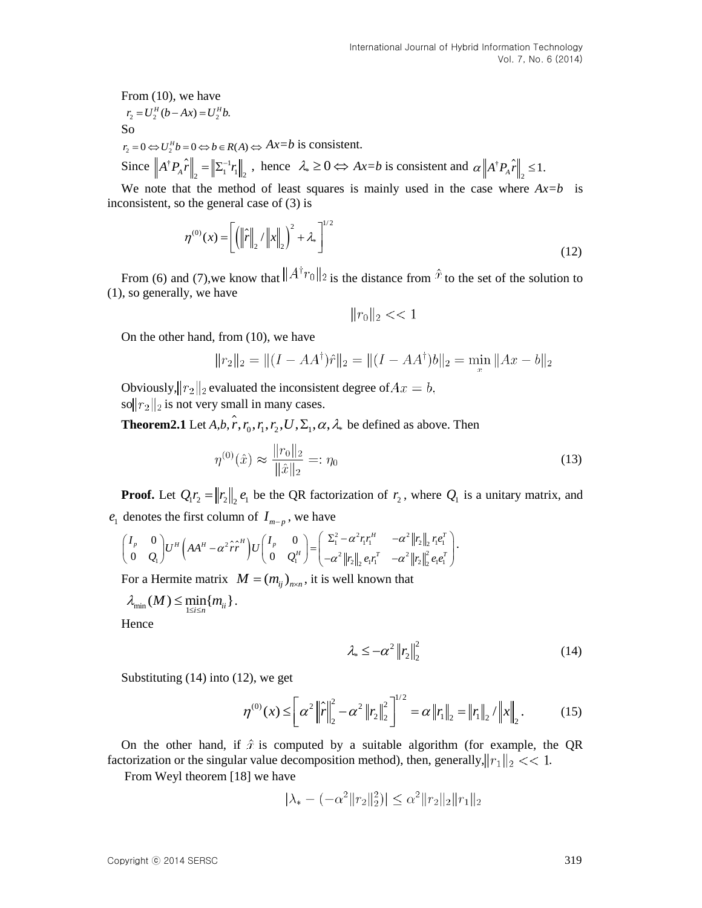From (10), we have

$r_2 = U_2^H(b - Ax) = U_2^H b.$

So

$r_2 = 0 \Leftrightarrow U_2^H b = 0 \Leftrightarrow b \in R(A) \Leftrightarrow$ $Ax=b$ is consistent.

Since $\left\| A^\dagger P_A \hat{r} \right\|_2 = \left\| \Sigma_1^{-1} r_1 \right\|_2$, hence $\lambda_* \geq 0 \Leftrightarrow$ $Ax=b$ is consistent and $\alpha \left\| A^\dagger P_A \hat{r} \right\|_2 \leq 1.$

We note that the method of least squares is mainly used in the case where $Ax=b$ is inconsistent, so the general case of (3) is

$$\eta^{(0)}(x) = \left[ \left( \left\| \hat{r} \right\|_2 / \left\| x \right\|_2 \right)^2 + \lambda_* \right]^{1/2} \tag{12}$$

From (6) and (7),we know that $\|A^\dagger r_0\|_2$ is the distance from $\hat{x}$ to the set of the solution to (1), so generally, we have

$$\|r_0\|_2 << 1$$

On the other hand, from (10), we have

$$\|r_2\|_2 = \|(I - AA^\dagger)\hat{r}\|_2 = \|(I - AA^\dagger)b\|_2 = \min_x \|Ax - b\|_2$$

Obviously,$\|r_2\|_2$ evaluated the inconsistent degree of $Ax = b$.
so $\|r_2\|_2$ is not very small in many cases.

**Theorem2.1** Let $A, b, \hat{r}, r_0, r_1, r_2, U, \Sigma_1, \alpha, \lambda_*$ be defined as above. Then

$$\eta^{(0)}(\hat{x}) \approx \frac{\|r_0\|_2}{\|\hat{x}\|_2} =: \eta_0 \tag{13}$$

**Proof.** Let $Q_1 r_2 = \left\| r_2 \right\|_2 e_1$ be the QR factorization of $r_2$, where $Q_1$ is a unitary matrix, and $e_1$ denotes the first column of $I_{m-p}$, we have

$$\begin{pmatrix} I_p & 0 \\ 0 & Q_1 \end{pmatrix} U^H \left( AA^H - \alpha^2 \hat{r}\hat{r}^H \right) U \begin{pmatrix} I_p & 0 \\ 0 & Q_1^H \end{pmatrix} = \begin{pmatrix} \Sigma_1^2 - \alpha^2 r_1 r_1^H & -\alpha^2 \left\| r_2 \right\|_2 r_1 e_1^T \\ -\alpha^2 \left\| r_2 \right\|_2 e_1 r_1^T & -\alpha^2 \left\| r_2 \right\|_2^2 e_1 e_1^T \end{pmatrix}.$$

For a Hermite matrix $M = (m_{ij})_{n \times n}$, it is well known that

$\lambda_{\min}(M) \leq \min_{1 \leq i \leq n} \{m_{ii}\}.$

Hence

$$\lambda_* \leq -\alpha^2 \left\| r_2 \right\|_2^2 \tag{14}$$

Substituting (14) into (12), we get

$$\eta^{(0)}(x) \leq \left[ \alpha^2 \left\| \hat{r} \right\|_2^2 - \alpha^2 \left\| r_2 \right\|_2^2 \right]^{1/2} = \alpha \left\| r_1 \right\|_2 = \left\| r_1 \right\|_2 / \left\| x \right\|_2. \tag{15}$$

On the other hand, if $\hat{x}$ is computed by a suitable algorithm (for example, the QR factorization or the singular value decomposition method), then, generally,$\|r_1\|_2 << 1$.

From Weyl theorem [18] we have

$$|\lambda_* - (-\alpha^2 \|r_2\|_2^2)| \leq \alpha^2 \|r_2\|_2 \|r_1\|_2$$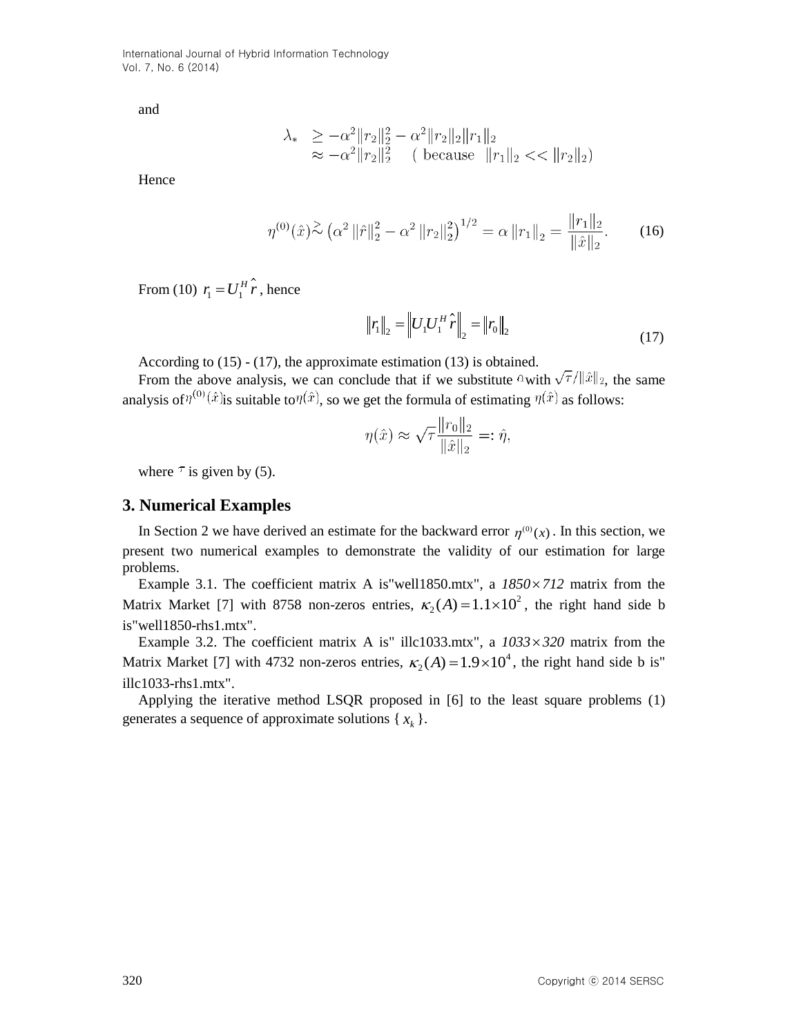and

$$\begin{aligned}\lambda_* &\geq -\alpha^2\|r_2\|_2^2 - \alpha^2\|r_2\|_2\|r_1\|_2 \\ &\approx -\alpha^2\|r_2\|_2^2 \quad (\text{ because } \ \|r_1\|_2 << \|r_2\|_2)\end{aligned}$$

Hence

$$\eta^{(0)}(\hat{x}) \stackrel{>}{\sim} \left(\alpha^2\|\hat{r}\|_2^2 - \alpha^2\|r_2\|_2^2\right)^{1/2} = \alpha\|r_1\|_2 = \frac{\|r_1\|_2}{\|\hat{x}\|_2}. \qquad (16)$$

From (10) $r_1 = U_1^H \hat{r}$, hence

$$\|r_1\|_2 = \left\|U_1 U_1^H \hat{r}\right\|_2 = \|r_0\|_2 \qquad (17)$$

According to (15) - (17), the approximate estimation (13) is obtained.

From the above analysis, we can conclude that if we substitute $\alpha$ with $\sqrt{\tau}/\|\hat{x}\|_2$, the same analysis of $\eta^{(0)}(\hat{x})$ is suitable to $\eta(\hat{x})$, so we get the formula of estimating $\eta(\hat{x})$ as follows:

$$\eta(\hat{x}) \approx \sqrt{\tau}\frac{\|r_0\|_2}{\|\hat{x}\|_2} =: \hat{\eta},$$

where $\tau$ is given by (5).

## 3. Numerical Examples

In Section 2 we have derived an estimate for the backward error $\eta^{(0)}(x)$. In this section, we present two numerical examples to demonstrate the validity of our estimation for large problems.

Example 3.1. The coefficient matrix A is"well1850.mtx", a $1850 \times 712$ matrix from the Matrix Market [7] with 8758 non-zeros entries, $\kappa_2(A) = 1.1 \times 10^2$, the right hand side b is"well1850-rhs1.mtx".

Example 3.2. The coefficient matrix A is" illc1033.mtx", a $1033 \times 320$ matrix from the Matrix Market [7] with 4732 non-zeros entries, $\kappa_2(A) = 1.9 \times 10^4$, the right hand side b is" illc1033-rhs1.mtx".

Applying the iterative method LSQR proposed in [6] to the least square problems (1) generates a sequence of approximate solutions $\{ x_k \}$.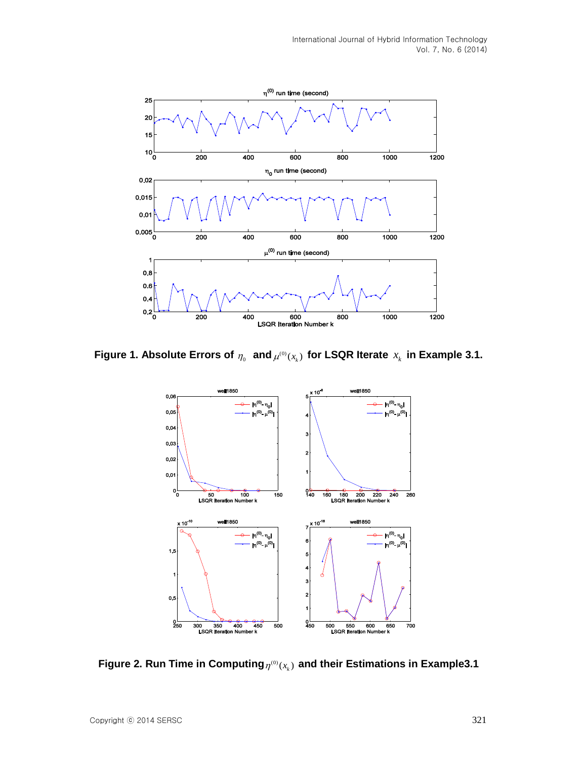**Figure 1. Absolute Errors of $\eta_0$ and $\mu^{(0)}(x_k)$ for LSQR Iterate $x_k$ in Example 3.1.**

**Figure 2. Run Time in Computing $\eta^{(0)}(x_k)$ and their Estimations in Example3.1**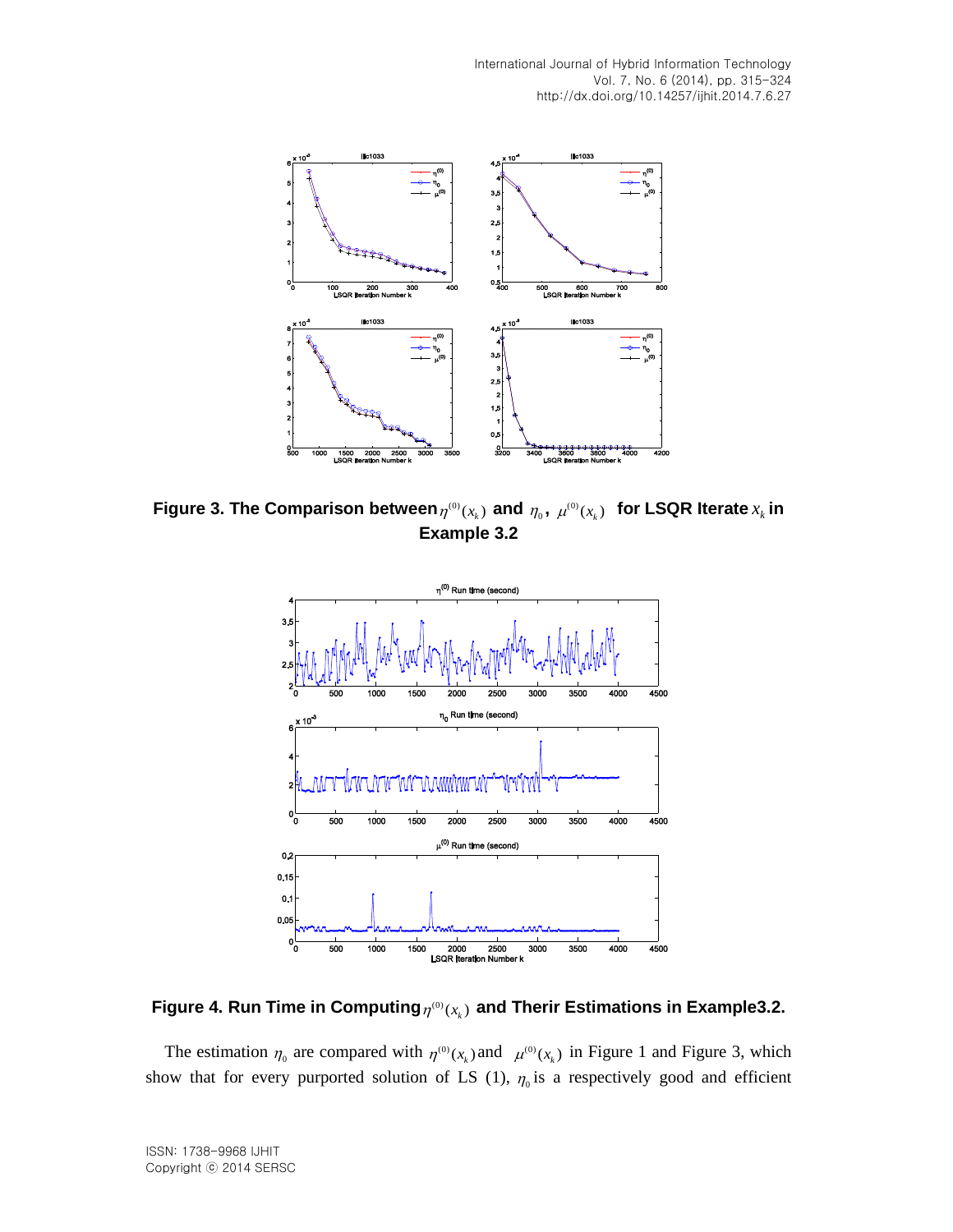Figure 3. The Comparison between $\eta^{(0)}(x_k)$ and $\eta_0$, $\mu^{(0)}(x_k)$ for LSQR Iterate $x_k$ in Example 3.2

Figure 4. Run Time in Computing $\eta^{(0)}(x_k)$ and Therir Estimations in Example3.2.

The estimation $\eta_0$ are compared with $\eta^{(0)}(x_k)$ and $\mu^{(0)}(x_k)$ in Figure 1 and Figure 3, which show that for every purported solution of LS (1), $\eta_0$ is a respectively good and efficient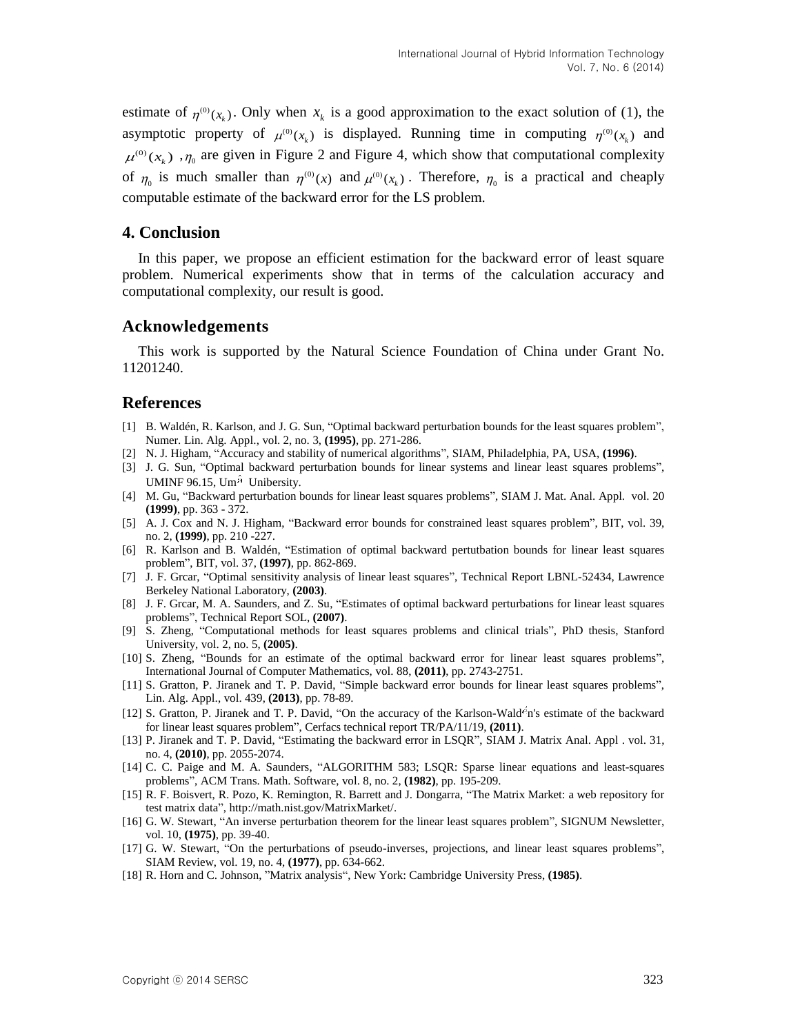estimate of $\eta^{(0)}(x_k)$. Only when $x_k$ is a good approximation to the exact solution of (1), the asymptotic property of $\mu^{(0)}(x_k)$ is displayed. Running time in computing $\eta^{(0)}(x_k)$ and $\mu^{(0)}(x_k)$ , $\eta_0$ are given in Figure 2 and Figure 4, which show that computational complexity of $\eta_0$ is much smaller than $\eta^{(0)}(x)$ and $\mu^{(0)}(x_k)$ . Therefore, $\eta_0$ is a practical and cheaply computable estimate of the backward error for the LS problem.

## 4. Conclusion

In this paper, we propose an efficient estimation for the backward error of least square problem. Numerical experiments show that in terms of the calculation accuracy and computational complexity, our result is good.

## Acknowledgements

This work is supported by the Natural Science Foundation of China under Grant No. 11201240.

## References

[1] B. Waldén, R. Karlson, and J. G. Sun, "Optimal backward perturbation bounds for the least squares problem", Numer. Lin. Alg. Appl., vol. 2, no. 3, **(1995)**, pp. 271-286.

[2] N. J. Higham, "Accuracy and stability of numerical algorithms", SIAM, Philadelphia, PA, USA, **(1996)**.

[3] J. G. Sun, "Optimal backward perturbation bounds for linear systems and linear least squares problems", UMINF 96.15, Umå Unibersity.

[4] M. Gu, "Backward perturbation bounds for linear least squares problems", SIAM J. Mat. Anal. Appl. vol. 20 **(1999)**, pp. 363 - 372.

[5] A. J. Cox and N. J. Higham, "Backward error bounds for constrained least squares problem", BIT, vol. 39, no. 2, **(1999)**, pp. 210 -227.

[6] R. Karlson and B. Waldén, "Estimation of optimal backward pertutbation bounds for linear least squares problem", BIT, vol. 37, **(1997)**, pp. 862-869.

[7] J. F. Grcar, "Optimal sensitivity analysis of linear least squares", Technical Report LBNL-52434, Lawrence Berkeley National Laboratory, **(2003)**.

[8] J. F. Grcar, M. A. Saunders, and Z. Su, "Estimates of optimal backward perturbations for linear least squares problems", Technical Report SOL, **(2007)**.

[9] S. Zheng, "Computational methods for least squares problems and clinical trials", PhD thesis, Stanford University, vol. 2, no. 5, **(2005)**.

[10] S. Zheng, "Bounds for an estimate of the optimal backward error for linear least squares problems", International Journal of Computer Mathematics, vol. 88, **(2011)**, pp. 2743-2751.

[11] S. Gratton, P. Jiranek and T. P. David, "Simple backward error bounds for linear least squares problems", Lin. Alg. Appl., vol. 439, **(2013)**, pp. 78-89.

[12] S. Gratton, P. Jiranek and T. P. David, "On the accuracy of the Karlson-Waldén's estimate of the backward for linear least squares problem", Cerfacs technical report TR/PA/11/19, **(2011)**.

[13] P. Jiranek and T. P. David, "Estimating the backward error in LSQR", SIAM J. Matrix Anal. Appl . vol. 31, no. 4, **(2010)**, pp. 2055-2074.

[14] C. C. Paige and M. A. Saunders, "ALGORITHM 583; LSQR: Sparse linear equations and least-squares problems", ACM Trans. Math. Software, vol. 8, no. 2, **(1982)**, pp. 195-209.

[15] R. F. Boisvert, R. Pozo, K. Remington, R. Barrett and J. Dongarra, "The Matrix Market: a web repository for test matrix data", http://math.nist.gov/MatrixMarket/.

[16] G. W. Stewart, "An inverse perturbation theorem for the linear least squares problem", SIGNUM Newsletter, vol. 10, **(1975)**, pp. 39-40.

[17] G. W. Stewart, "On the perturbations of pseudo-inverses, projections, and linear least squares problems", SIAM Review, vol. 19, no. 4, **(1977)**, pp. 634-662.

[18] R. Horn and C. Johnson, "Matrix analysis", New York: Cambridge University Press, **(1985)**.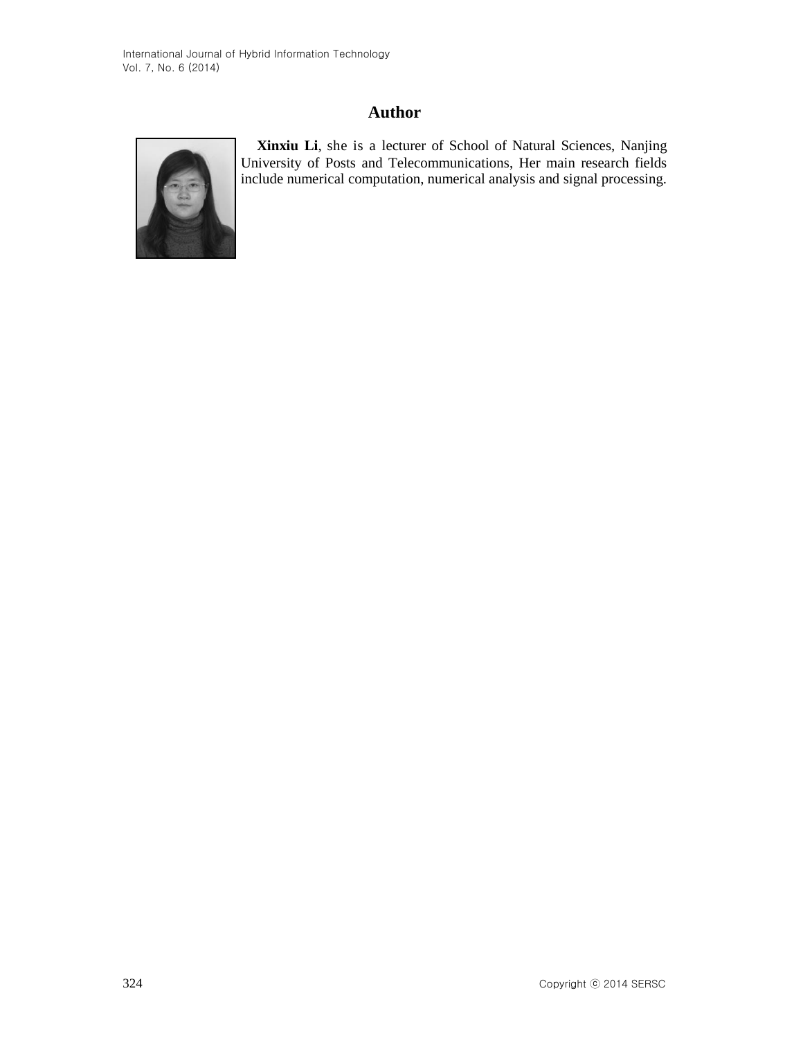# Author

**Xinxiu Li**, she is a lecturer of School of Natural Sciences, Nanjing University of Posts and Telecommunications, Her main research fields include numerical computation, numerical analysis and signal processing.